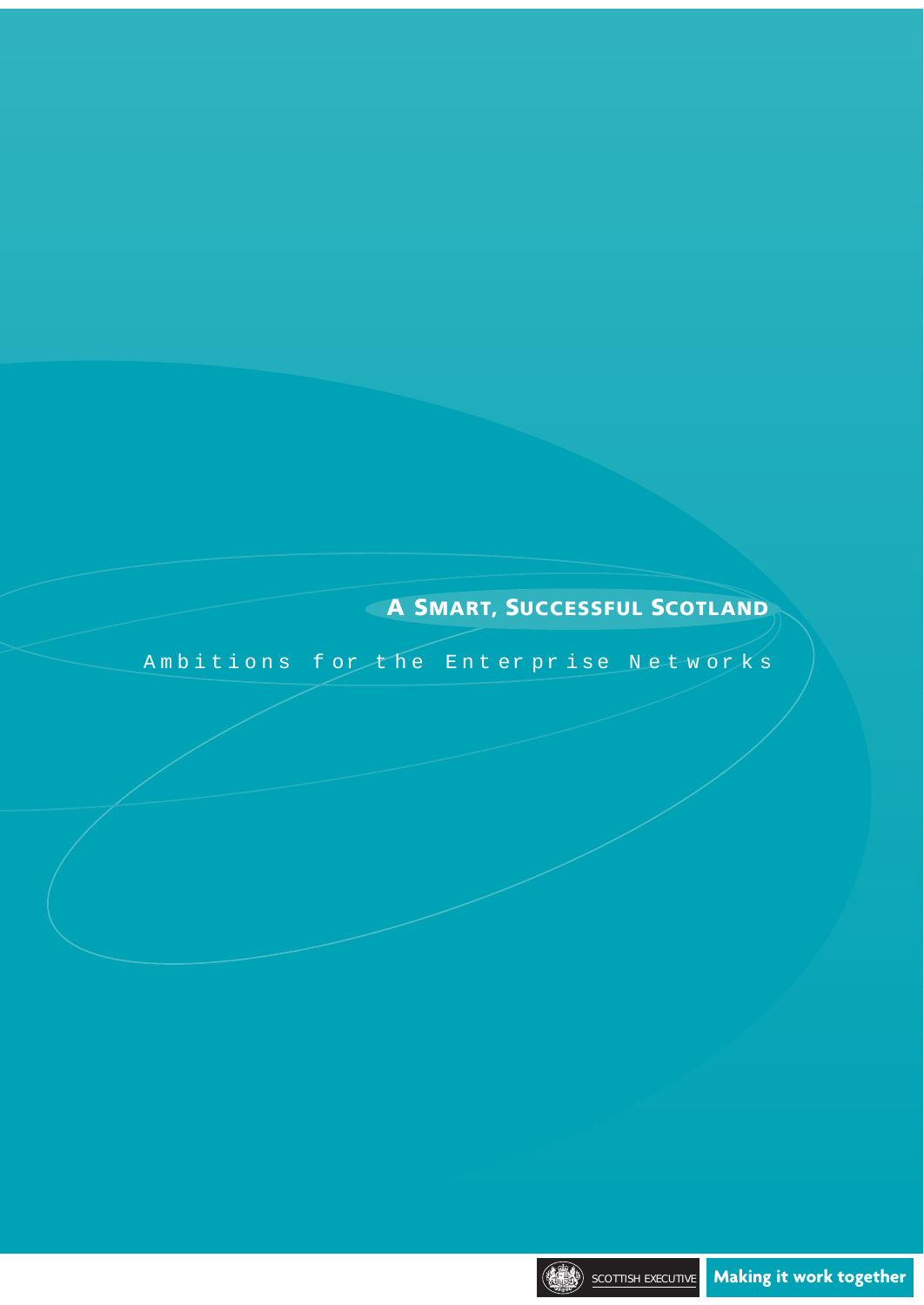# A Smart, Successful Scotland

## Ambitions for the Enterprise Networks

SCOTTISH EXECUTIVE

Making it work together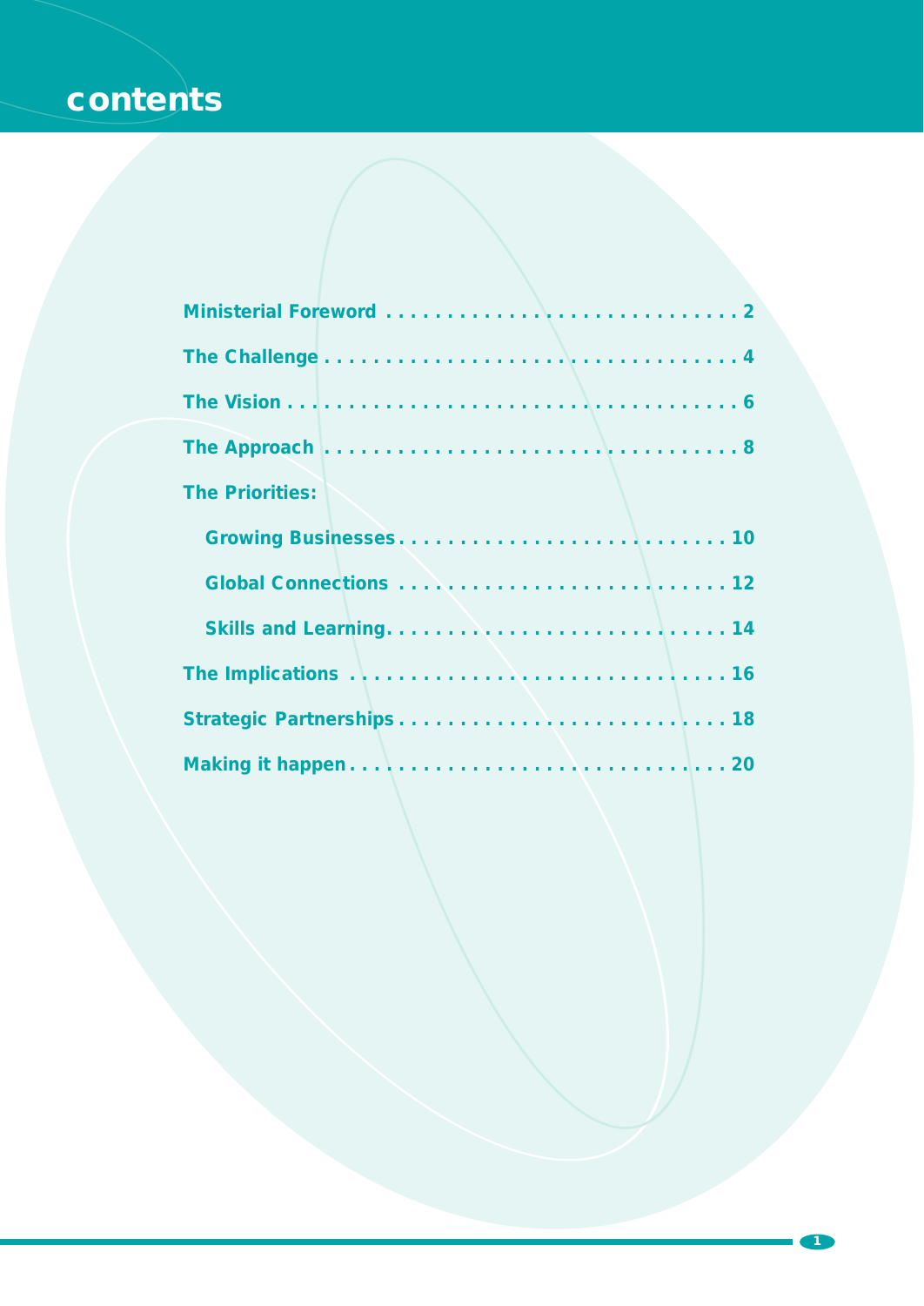# contents

Ministerial Foreword . . . . . . . . . . . . . . . . . . . . . . . . . . . . . . 2

The Challenge . . . . . . . . . . . . . . . . . . . . . . . . . . . . . . . . . . . 4

The Vision . . . . . . . . . . . . . . . . . . . . . . . . . . . . . . . . . . . . . 6

The Approach . . . . . . . . . . . . . . . . . . . . . . . . . . . . . . . . . . 8

The Priorities:

- Growing Businesses . . . . . . . . . . . . . . . . . . . . . . . . . . . . 10
- Global Connections . . . . . . . . . . . . . . . . . . . . . . . . . . . . 12
- Skills and Learning. . . . . . . . . . . . . . . . . . . . . . . . . . . . . 14

The Implications . . . . . . . . . . . . . . . . . . . . . . . . . . . . . . . 16

Strategic Partnerships . . . . . . . . . . . . . . . . . . . . . . . . . . . 18

Making it happen . . . . . . . . . . . . . . . . . . . . . . . . . . . . . . . 20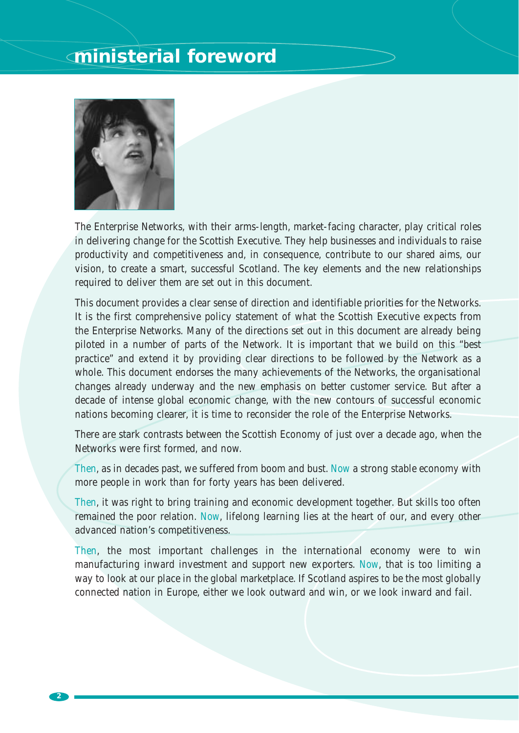# ministerial foreword

The Enterprise Networks, with their arms-length, market-facing character, play critical roles in delivering change for the Scottish Executive. They help businesses and individuals to raise productivity and competitiveness and, in consequence, contribute to our shared aims, our vision, to create a smart, successful Scotland. The key elements and the new relationships required to deliver them are set out in this document.

This document provides a clear sense of direction and identifiable priorities for the Networks. It is the first comprehensive policy statement of what the Scottish Executive expects from the Enterprise Networks. Many of the directions set out in this document are already being piloted in a number of parts of the Network. It is important that we build on this "best practice" and extend it by providing clear directions to be followed by the Network as a whole. This document endorses the many achievements of the Networks, the organisational changes already underway and the new emphasis on better customer service. But after a decade of intense global economic change, with the new contours of successful economic nations becoming clearer, it is time to reconsider the role of the Enterprise Networks.

There are stark contrasts between the Scottish Economy of just over a decade ago, when the Networks were first formed, and now.

Then, as in decades past, we suffered from boom and bust. Now a strong stable economy with more people in work than for forty years has been delivered.

Then, it was right to bring training and economic development together. But skills too often remained the poor relation. Now, lifelong learning lies at the heart of our, and every other advanced nation's competitiveness.

Then, the most important challenges in the international economy were to win manufacturing inward investment and support new exporters. Now, that is too limiting a way to look at our place in the global marketplace. If Scotland aspires to be the most globally connected nation in Europe, either we look outward and win, or we look inward and fail.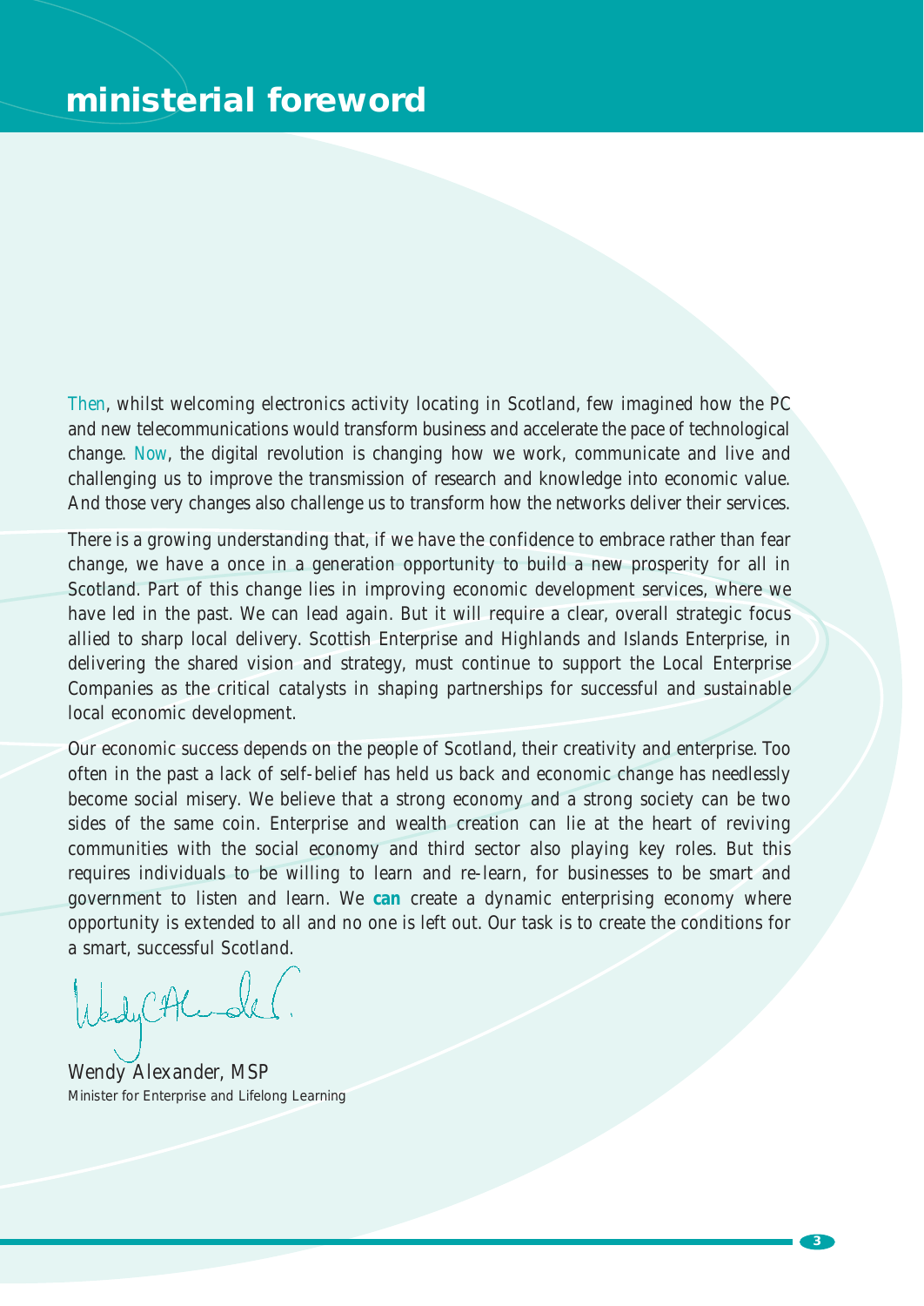# ministerial foreword

Then, whilst welcoming electronics activity locating in Scotland, few imagined how the PC and new telecommunications would transform business and accelerate the pace of technological change. Now, the digital revolution is changing how we work, communicate and live and challenging us to improve the transmission of research and knowledge into economic value. And those very changes also challenge us to transform how the networks deliver their services.

There is a growing understanding that, if we have the confidence to embrace rather than fear change, we have a once in a generation opportunity to build a new prosperity for all in Scotland. Part of this change lies in improving economic development services, where we have led in the past. We can lead again. But it will require a clear, overall strategic focus allied to sharp local delivery. Scottish Enterprise and Highlands and Islands Enterprise, in delivering the shared vision and strategy, must continue to support the Local Enterprise Companies as the critical catalysts in shaping partnerships for successful and sustainable local economic development.

Our economic success depends on the people of Scotland, their creativity and enterprise. Too often in the past a lack of self-belief has held us back and economic change has needlessly become social misery. We believe that a strong economy and a strong society can be two sides of the same coin. Enterprise and wealth creation can lie at the heart of reviving communities with the social economy and third sector also playing key roles. But this requires individuals to be willing to learn and re-learn, for businesses to be smart and government to listen and learn. We **can** create a dynamic enterprising economy where opportunity is extended to all and no one is left out. Our task is to create the conditions for a smart, successful Scotland.

*Wendy Alexander, MSP*
Minister for Enterprise and Lifelong Learning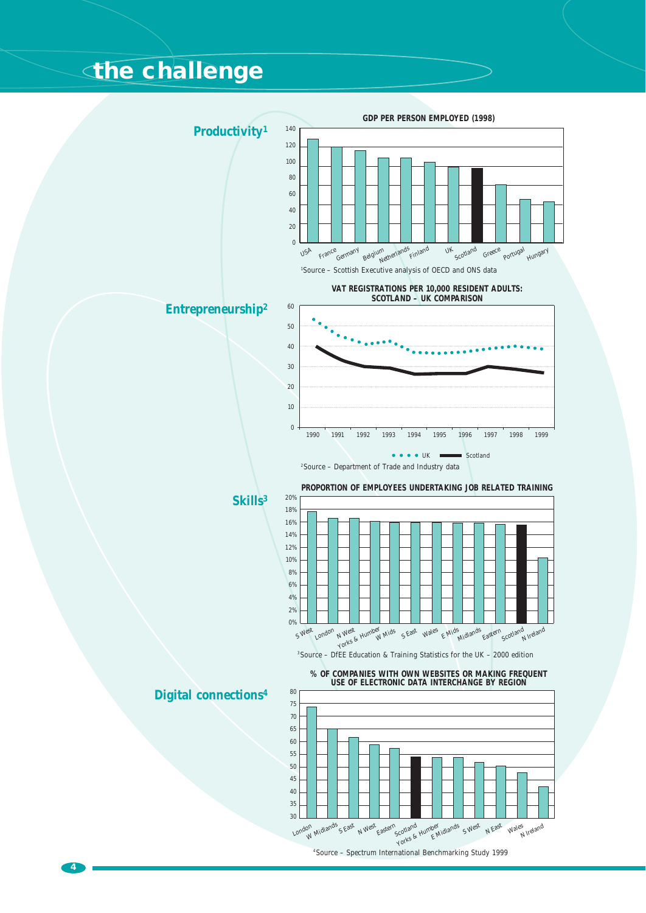# the challenge

## Productivity[1]

**GDP PER PERSON EMPLOYED (1998)**

USA, France, Germany, Belgium, Netherlands, Finland, UK, Scotland, Greece, Portugal, Hungary

[1]Source – Scottish Executive analysis of OECD and ONS data

## Entrepreneurship[2]

**VAT REGISTRATIONS PER 10,000 RESIDENT ADULTS: SCOTLAND – UK COMPARISON**

UK · Scotland

[2]Source – Department of Trade and Industry data

## Skills[3]

**PROPORTION OF EMPLOYEES UNDERTAKING JOB RELATED TRAINING**

S West, London, N West, Yorks & Humber, W Mids, S East, Wales, E Mids, Midlands, Eastern, Scotland, N Ireland

[3]Source – DfEE Education & Training Statistics for the UK – 2000 edition

## Digital connections[4]

**% OF COMPANIES WITH OWN WEBSITES OR MAKING FREQUENT USE OF ELECTRONIC DATA INTERCHANGE BY REGION**

London, W Midlands, S East, N West, Eastern, Scotland, Yorks & Humber, E Midlands, S West, N East, Wales, N Ireland

[4]Source – Spectrum International Benchmarking Study 1999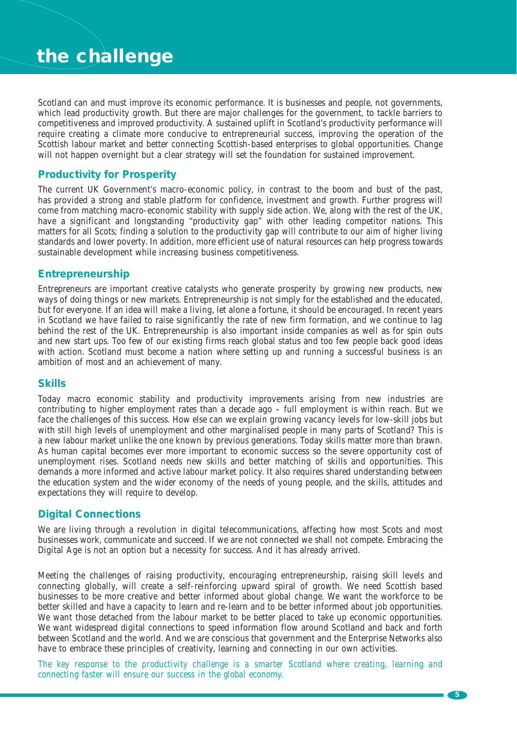# the challenge

Scotland can and must improve its economic performance. It is businesses and people, not governments, which lead productivity growth. But there are major challenges for the government, to tackle barriers to competitiveness and improved productivity. A sustained uplift in Scotland's productivity performance will require creating a climate more conducive to entrepreneurial success, improving the operation of the Scottish labour market and better connecting Scottish-based enterprises to global opportunities. Change will not happen overnight but a clear strategy will set the foundation for sustained improvement.

## Productivity for Prosperity

The current UK Government's macro-economic policy, in contrast to the boom and bust of the past, has provided a strong and stable platform for confidence, investment and growth. Further progress will come from matching macro-economic stability with supply side action. We, along with the rest of the UK, have a significant and longstanding "productivity gap" with other leading competitor nations. This matters for all Scots; finding a solution to the productivity gap will contribute to our aim of higher living standards and lower poverty. In addition, more efficient use of natural resources can help progress towards sustainable development while increasing business competitiveness.

## Entrepreneurship

Entrepreneurs are important creative catalysts who generate prosperity by growing new products, new ways of doing things or new markets. Entrepreneurship is not simply for the established and the educated, but for everyone. If an idea will make a living, let alone a fortune, it should be encouraged. In recent years in Scotland we have failed to raise significantly the rate of new firm formation, and we continue to lag behind the rest of the UK. Entrepreneurship is also important inside companies as well as for spin outs and new start ups. Too few of our existing firms reach global status and too few people back good ideas with action. Scotland must become a nation where setting up and running a successful business is an ambition of most and an achievement of many.

## Skills

Today macro economic stability and productivity improvements arising from new industries are contributing to higher employment rates than a decade ago – full employment is within reach. But we face the challenges of this success. How else can we explain growing vacancy levels for low-skill jobs but with still high levels of unemployment and other marginalised people in many parts of Scotland? This is a new labour market unlike the one known by previous generations. Today skills matter more than brawn. As human capital becomes ever more important to economic success so the severe opportunity cost of unemployment rises. Scotland needs new skills and better matching of skills and opportunities. This demands a more informed and active labour market policy. It also requires shared understanding between the education system and the wider economy of the needs of young people, and the skills, attitudes and expectations they will require to develop.

## Digital Connections

We are living through a revolution in digital telecommunications, affecting how most Scots and most businesses work, communicate and succeed. If we are not connected we shall not compete. Embracing the Digital Age is not an option but a necessity for success. And it has already arrived.

Meeting the challenges of raising productivity, encouraging entrepreneurship, raising skill levels and connecting globally, will create a self-reinforcing upward spiral of growth. We need Scottish based businesses to be more creative and better informed about global change. We want the workforce to be better skilled and have a capacity to learn and re-learn and to be better informed about job opportunities. We want those detached from the labour market to be better placed to take up economic opportunities. We want widespread digital connections to speed information flow around Scotland and back and forth between Scotland and the world. And we are conscious that government and the Enterprise Networks also have to embrace these principles of creativity, learning and connecting in our own activities.

*The key response to the productivity challenge is a smarter Scotland where creating, learning and connecting faster will ensure our success in the global economy.*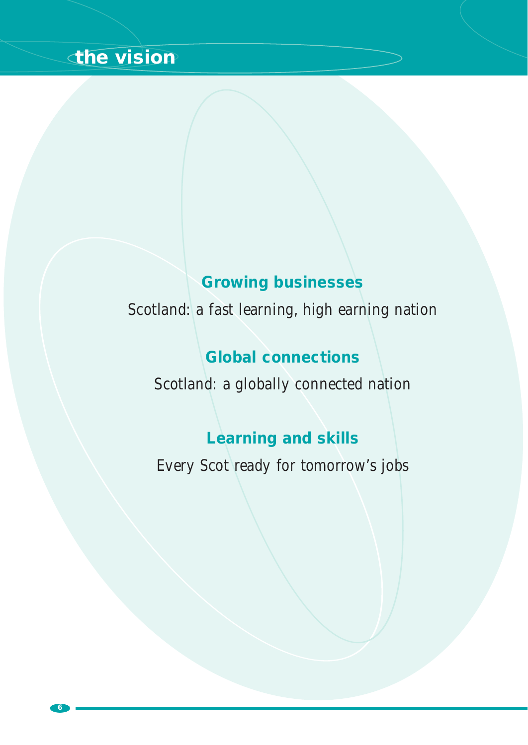# the vision

**Growing businesses**

*Scotland: a fast learning, high earning nation*

**Global connections**

*Scotland: a globally connected nation*

**Learning and skills**

*Every Scot ready for tomorrow's jobs*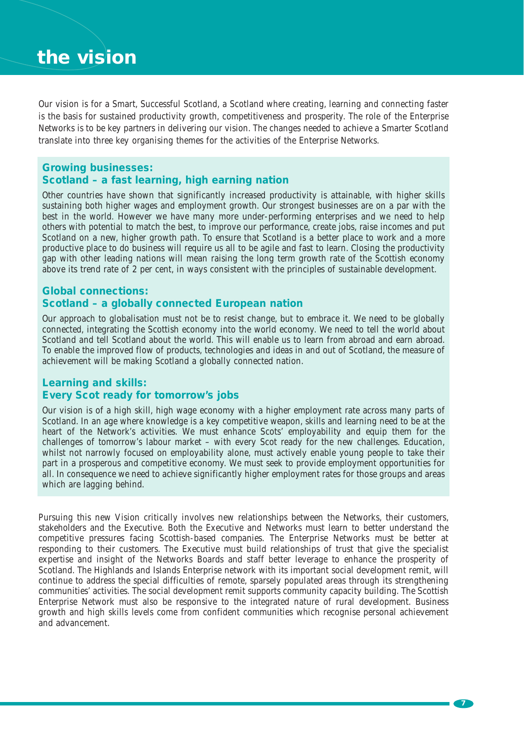# the vision

Our vision is for a Smart, Successful Scotland, a Scotland where creating, learning and connecting faster is the basis for sustained productivity growth, competitiveness and prosperity. The role of the Enterprise Networks is to be key partners in delivering our vision. The changes needed to achieve a Smarter Scotland translate into three key organising themes for the activities of the Enterprise Networks.

### Growing businesses:
### Scotland – a fast learning, high earning nation

Other countries have shown that significantly increased productivity is attainable, with higher skills sustaining both higher wages and employment growth. Our strongest businesses are on a par with the best in the world. However we have many more under-performing enterprises and we need to help others with potential to match the best, to improve our performance, create jobs, raise incomes and put Scotland on a new, higher growth path. To ensure that Scotland is a better place to work and a more productive place to do business will require us all to be agile and fast to learn. Closing the productivity gap with other leading nations will mean raising the long term growth rate of the Scottish economy above its trend rate of 2 per cent, in ways consistent with the principles of sustainable development.

### Global connections:
### Scotland – a globally connected European nation

Our approach to globalisation must not be to resist change, but to embrace it. We need to be globally connected, integrating the Scottish economy into the world economy. We need to tell the world about Scotland and tell Scotland about the world. This will enable us to learn from abroad and earn abroad. To enable the improved flow of products, technologies and ideas in and out of Scotland, the measure of achievement will be making Scotland a globally connected nation.

### Learning and skills:
### Every Scot ready for tomorrow's jobs

Our vision is of a high skill, high wage economy with a higher employment rate across many parts of Scotland. In an age where knowledge is a key competitive weapon, skills and learning need to be at the heart of the Network's activities. We must enhance Scots' employability and equip them for the challenges of tomorrow's labour market – with every Scot ready for the new challenges. Education, whilst not narrowly focused on employability alone, must actively enable young people to take their part in a prosperous and competitive economy. We must seek to provide employment opportunities for all. In consequence we need to achieve significantly higher employment rates for those groups and areas which are lagging behind.

Pursuing this new Vision critically involves new relationships between the Networks, their customers, stakeholders and the Executive. Both the Executive and Networks must learn to better understand the competitive pressures facing Scottish-based companies. The Enterprise Networks must be better at responding to their customers. The Executive must build relationships of trust that give the specialist expertise and insight of the Networks Boards and staff better leverage to enhance the prosperity of Scotland. The Highlands and Islands Enterprise network with its important social development remit, will continue to address the special difficulties of remote, sparsely populated areas through its strengthening communities' activities. The social development remit supports community capacity building. The Scottish Enterprise Network must also be responsive to the integrated nature of rural development. Business growth and high skills levels come from confident communities which recognise personal achievement and advancement.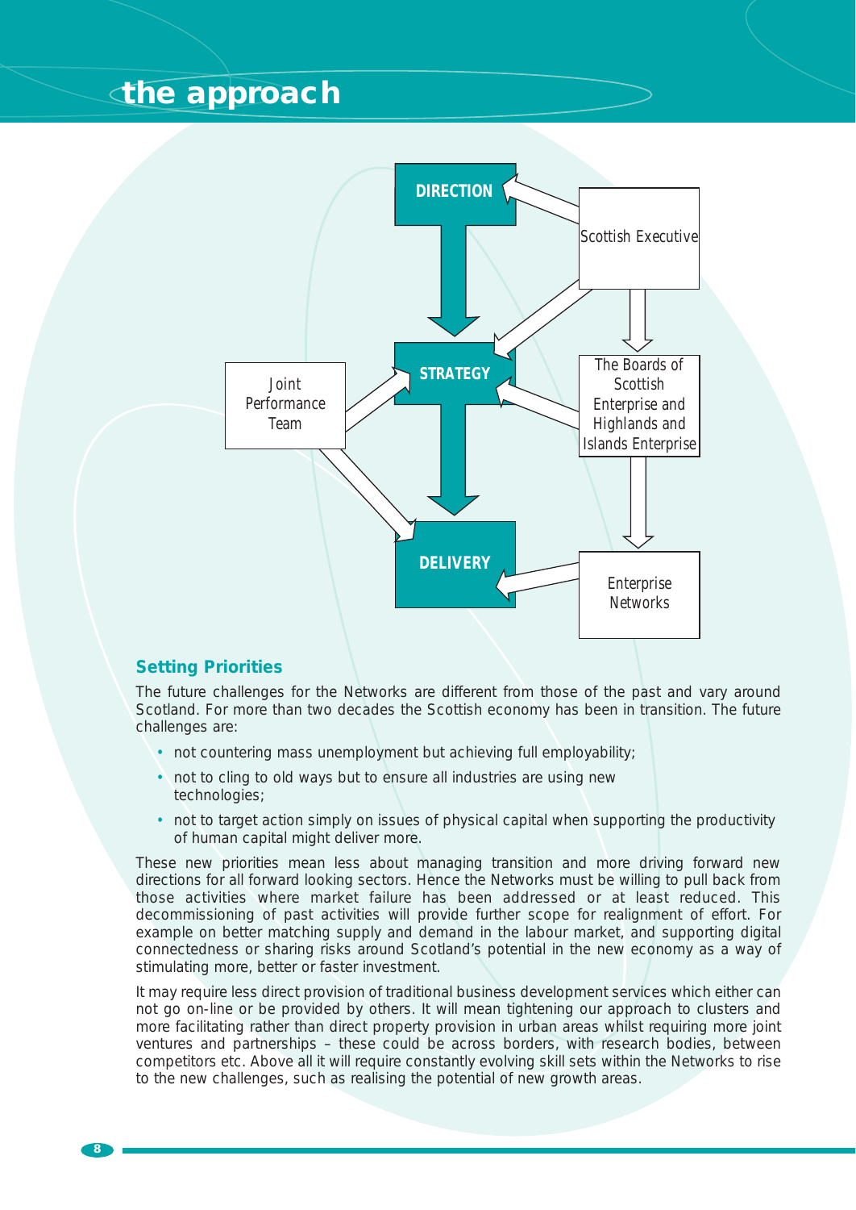# the approach

DIRECTION

Scottish Executive

STRATEGY

Joint Performance Team

The Boards of Scottish Enterprise and Highlands and Islands Enterprise

DELIVERY

Enterprise Networks

## Setting Priorities

The future challenges for the Networks are different from those of the past and vary around Scotland. For more than two decades the Scottish economy has been in transition. The future challenges are:

- not countering mass unemployment but achieving full employability;
- not to cling to old ways but to ensure all industries are using new technologies;
- not to target action simply on issues of physical capital when supporting the productivity of human capital might deliver more.

These new priorities mean less about managing transition and more driving forward new directions for all forward looking sectors. Hence the Networks must be willing to pull back from those activities where market failure has been addressed or at least reduced. This decommissioning of past activities will provide further scope for realignment of effort. For example on better matching supply and demand in the labour market, and supporting digital connectedness or sharing risks around Scotland's potential in the new economy as a way of stimulating more, better or faster investment.

It may require less direct provision of traditional business development services which either can not go on-line or be provided by others. It will mean tightening our approach to clusters and more facilitating rather than direct property provision in urban areas whilst requiring more joint ventures and partnerships – these could be across borders, with research bodies, between competitors etc. Above all it will require constantly evolving skill sets within the Networks to rise to the new challenges, such as realising the potential of new growth areas.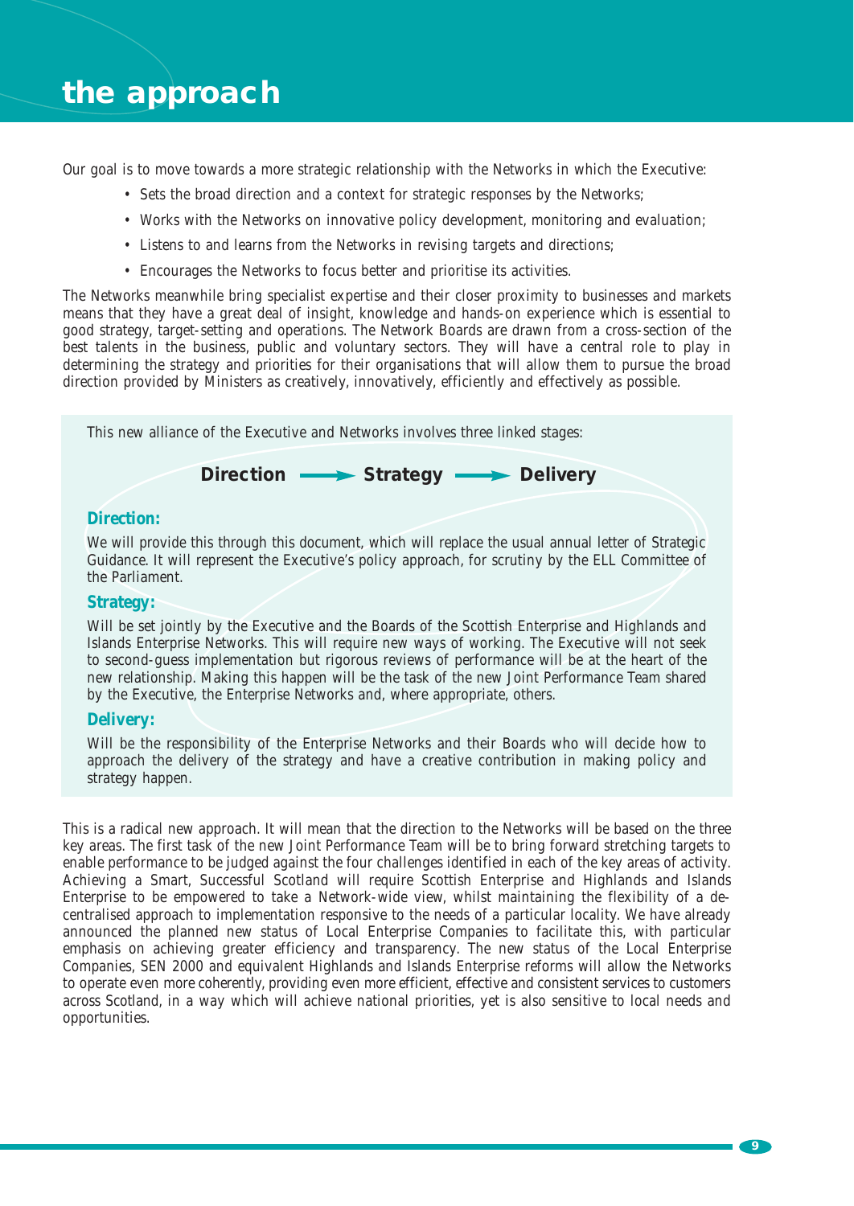# the approach

Our goal is to move towards a more strategic relationship with the Networks in which the Executive:

- Sets the broad direction and a context for strategic responses by the Networks;
- Works with the Networks on innovative policy development, monitoring and evaluation;
- Listens to and learns from the Networks in revising targets and directions;
- Encourages the Networks to focus better and prioritise its activities.

The Networks meanwhile bring specialist expertise and their closer proximity to businesses and markets means that they have a great deal of insight, knowledge and hands-on experience which is essential to good strategy, target-setting and operations. The Network Boards are drawn from a cross-section of the best talents in the business, public and voluntary sectors. They will have a central role to play in determining the strategy and priorities for their organisations that will allow them to pursue the broad direction provided by Ministers as creatively, innovatively, efficiently and effectively as possible.

This new alliance of the Executive and Networks involves three linked stages:

**Direction → Strategy → Delivery**

### Direction:

We will provide this through this document, which will replace the usual annual letter of Strategic Guidance. It will represent the Executive's policy approach, for scrutiny by the ELL Committee of the Parliament.

### Strategy:

Will be set jointly by the Executive and the Boards of the Scottish Enterprise and Highlands and Islands Enterprise Networks. This will require new ways of working. The Executive will not seek to second-guess implementation but rigorous reviews of performance will be at the heart of the new relationship. Making this happen will be the task of the new Joint Performance Team shared by the Executive, the Enterprise Networks and, where appropriate, others.

### Delivery:

Will be the responsibility of the Enterprise Networks and their Boards who will decide how to approach the delivery of the strategy and have a creative contribution in making policy and strategy happen.

This is a radical new approach. It will mean that the direction to the Networks will be based on the three key areas. The first task of the new Joint Performance Team will be to bring forward stretching targets to enable performance to be judged against the four challenges identified in each of the key areas of activity. Achieving a Smart, Successful Scotland will require Scottish Enterprise and Highlands and Islands Enterprise to be empowered to take a Network-wide view, whilst maintaining the flexibility of a de-centralised approach to implementation responsive to the needs of a particular locality. We have already announced the planned new status of Local Enterprise Companies to facilitate this, with particular emphasis on achieving greater efficiency and transparency. The new status of the Local Enterprise Companies, SEN 2000 and equivalent Highlands and Islands Enterprise reforms will allow the Networks to operate even more coherently, providing even more efficient, effective and consistent services to customers across Scotland, in a way which will achieve national priorities, yet is also sensitive to local needs and opportunities.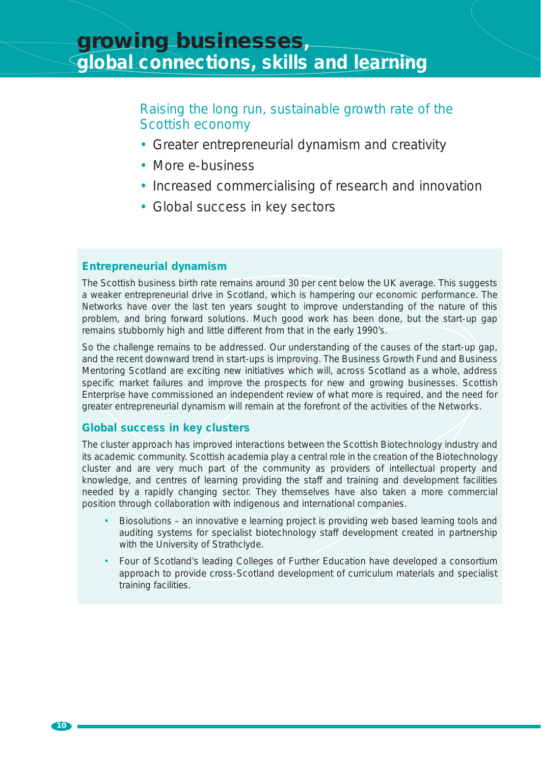# growing businesses, global connections, skills and learning

## Raising the long run, sustainable growth rate of the Scottish economy

- Greater entrepreneurial dynamism and creativity
- More e-business
- Increased commercialising of research and innovation
- Global success in key sectors

### Entrepreneurial dynamism

The Scottish business birth rate remains around 30 per cent below the UK average. This suggests a weaker entrepreneurial drive in Scotland, which is hampering our economic performance. The Networks have over the last ten years sought to improve understanding of the nature of this problem, and bring forward solutions. Much good work has been done, but the start-up gap remains stubbornly high and little different from that in the early 1990's.

So the challenge remains to be addressed. Our understanding of the causes of the start-up gap, and the recent downward trend in start-ups is improving. The Business Growth Fund and Business Mentoring Scotland are exciting new initiatives which will, across Scotland as a whole, address specific market failures and improve the prospects for new and growing businesses. Scottish Enterprise have commissioned an independent review of what more is required, and the need for greater entrepreneurial dynamism will remain at the forefront of the activities of the Networks.

### Global success in key clusters

The cluster approach has improved interactions between the Scottish Biotechnology industry and its academic community. Scottish academia play a central role in the creation of the Biotechnology cluster and are very much part of the community as providers of intellectual property and knowledge, and centres of learning providing the staff and training and development facilities needed by a rapidly changing sector. They themselves have also taken a more commercial position through collaboration with indigenous and international companies.

- Biosolutions – an innovative e learning project is providing web based learning tools and auditing systems for specialist biotechnology staff development created in partnership with the University of Strathclyde.
- Four of Scotland's leading Colleges of Further Education have developed a consortium approach to provide cross-Scotland development of curriculum materials and specialist training facilities.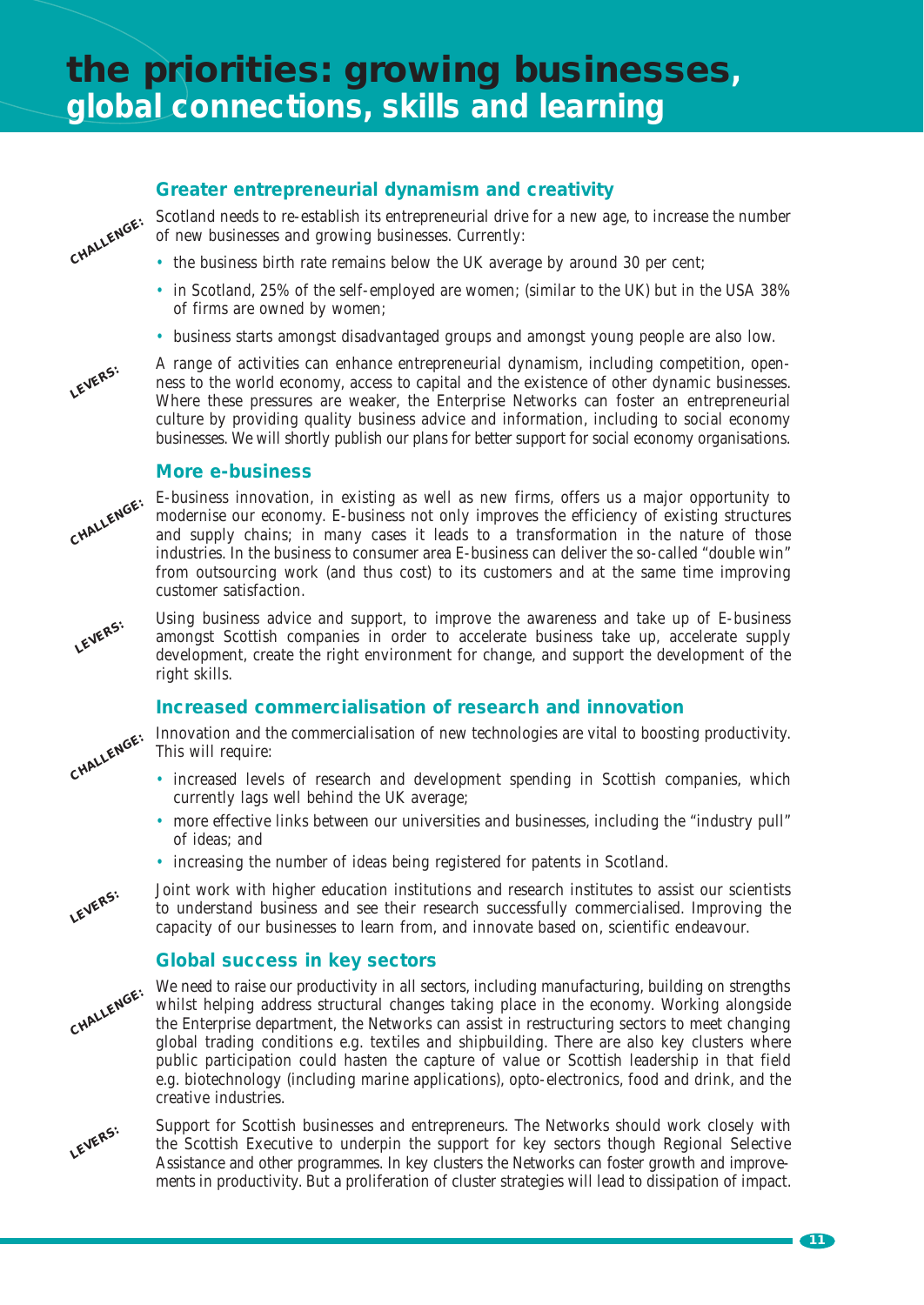# the priorities: growing businesses, global connections, skills and learning

### Greater entrepreneurial dynamism and creativity

**CHALLENGE:** Scotland needs to re-establish its entrepreneurial drive for a new age, to increase the number of new businesses and growing businesses. Currently:

- the business birth rate remains below the UK average by around 30 per cent;
- in Scotland, 25% of the self-employed are women; (similar to the UK) but in the USA 38% of firms are owned by women;
- business starts amongst disadvantaged groups and amongst young people are also low.

**LEVERS:** A range of activities can enhance entrepreneurial dynamism, including competition, openness to the world economy, access to capital and the existence of other dynamic businesses. Where these pressures are weaker, the Enterprise Networks can foster an entrepreneurial culture by providing quality business advice and information, including to social economy businesses. We will shortly publish our plans for better support for social economy organisations.

### More e-business

**CHALLENGE:** E-business innovation, in existing as well as new firms, offers us a major opportunity to modernise our economy. E-business not only improves the efficiency of existing structures and supply chains; in many cases it leads to a transformation in the nature of those industries. In the business to consumer area E-business can deliver the so-called "double win" from outsourcing work (and thus cost) to its customers and at the same time improving customer satisfaction.

**LEVERS:** Using business advice and support, to improve the awareness and take up of E-business amongst Scottish companies in order to accelerate business take up, accelerate supply development, create the right environment for change, and support the development of the right skills.

### Increased commercialisation of research and innovation

**CHALLENGE:** Innovation and the commercialisation of new technologies are vital to boosting productivity. This will require:

- increased levels of research and development spending in Scottish companies, which currently lags well behind the UK average;
- more effective links between our universities and businesses, including the "industry pull" of ideas; and
- increasing the number of ideas being registered for patents in Scotland.

**LEVERS:** Joint work with higher education institutions and research institutes to assist our scientists to understand business and see their research successfully commercialised. Improving the capacity of our businesses to learn from, and innovate based on, scientific endeavour.

### Global success in key sectors

**CHALLENGE:** We need to raise our productivity in all sectors, including manufacturing, building on strengths whilst helping address structural changes taking place in the economy. Working alongside the Enterprise department, the Networks can assist in restructuring sectors to meet changing global trading conditions e.g. textiles and shipbuilding. There are also key clusters where public participation could hasten the capture of value or Scottish leadership in that field e.g. biotechnology (including marine applications), opto-electronics, food and drink, and the creative industries.

**LEVERS:** Support for Scottish businesses and entrepreneurs. The Networks should work closely with the Scottish Executive to underpin the support for key sectors though Regional Selective Assistance and other programmes. In key clusters the Networks can foster growth and improvements in productivity. But a proliferation of cluster strategies will lead to dissipation of impact.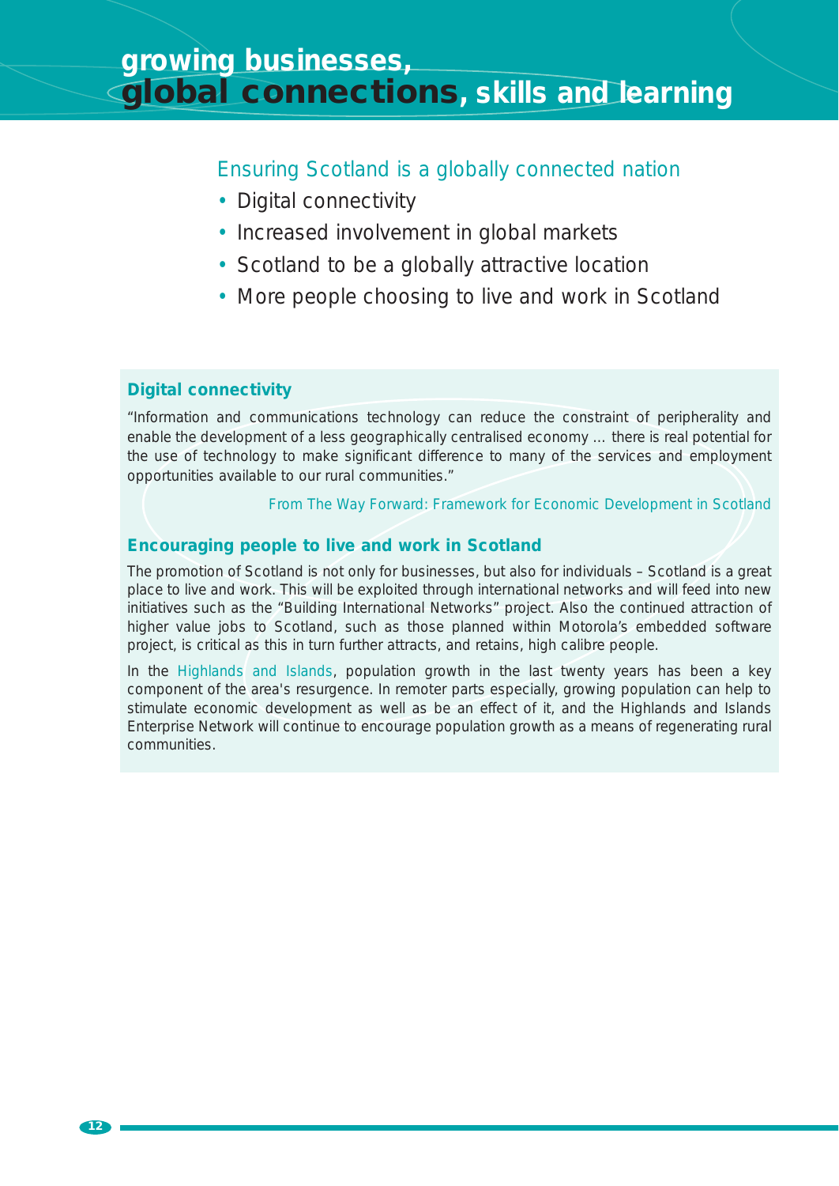# growing businesses, global connections, skills and learning

## Ensuring Scotland is a globally connected nation

- Digital connectivity
- Increased involvement in global markets
- Scotland to be a globally attractive location
- More people choosing to live and work in Scotland

### Digital connectivity

"Information and communications technology can reduce the constraint of peripherality and enable the development of a less geographically centralised economy ... there is real potential for the use of technology to make significant difference to many of the services and employment opportunities available to our rural communities."

From The Way Forward: Framework for Economic Development in Scotland

### Encouraging people to live and work in Scotland

The promotion of Scotland is not only for businesses, but also for individuals – Scotland is a great place to live and work. This will be exploited through international networks and will feed into new initiatives such as the "Building International Networks" project. Also the continued attraction of higher value jobs to Scotland, such as those planned within Motorola's embedded software project, is critical as this in turn further attracts, and retains, high calibre people.

In the Highlands and Islands, population growth in the last twenty years has been a key component of the area's resurgence. In remoter parts especially, growing population can help to stimulate economic development as well as be an effect of it, and the Highlands and Islands Enterprise Network will continue to encourage population growth as a means of regenerating rural communities.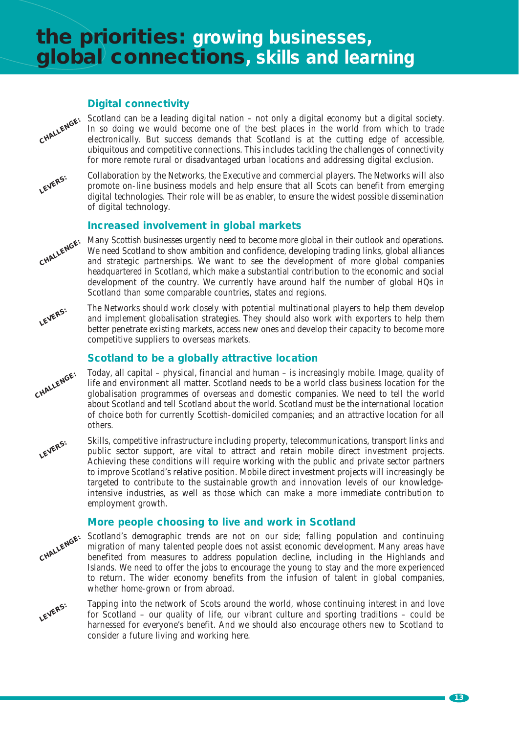# the priorities: growing businesses, global connections, skills and learning

### Digital connectivity

**CHALLENGE:** Scotland can be a leading digital nation – not only a digital economy but a digital society. In so doing we would become one of the best places in the world from which to trade electronically. But success demands that Scotland is at the cutting edge of accessible, ubiquitous and competitive connections. This includes tackling the challenges of connectivity for more remote rural or disadvantaged urban locations and addressing digital exclusion.

**LEVERS:** Collaboration by the Networks, the Executive and commercial players. The Networks will also promote on-line business models and help ensure that all Scots can benefit from emerging digital technologies. Their role will be as enabler, to ensure the widest possible dissemination of digital technology.

### Increased involvement in global markets

**CHALLENGE:** Many Scottish businesses urgently need to become more global in their outlook and operations. We need Scotland to show ambition and confidence, developing trading links, global alliances and strategic partnerships. We want to see the development of more global companies headquartered in Scotland, which make a substantial contribution to the economic and social development of the country. We currently have around half the number of global HQs in Scotland than some comparable countries, states and regions.

**LEVERS:** The Networks should work closely with potential multinational players to help them develop and implement globalisation strategies. They should also work with exporters to help them better penetrate existing markets, access new ones and develop their capacity to become more competitive suppliers to overseas markets.

### Scotland to be a globally attractive location

**CHALLENGE:** Today, all capital – physical, financial and human – is increasingly mobile. Image, quality of life and environment all matter. Scotland needs to be a world class business location for the globalisation programmes of overseas and domestic companies. We need to tell the world about Scotland and tell Scotland about the world. Scotland must be the international location of choice both for currently Scottish-domiciled companies; and an attractive location for all others.

**LEVERS:** Skills, competitive infrastructure including property, telecommunications, transport links and public sector support, are vital to attract and retain mobile direct investment projects. Achieving these conditions will require working with the public and private sector partners to improve Scotland's relative position. Mobile direct investment projects will increasingly be targeted to contribute to the sustainable growth and innovation levels of our knowledge-intensive industries, as well as those which can make a more immediate contribution to employment growth.

### More people choosing to live and work in Scotland

**CHALLENGE:** Scotland's demographic trends are not on our side; falling population and continuing migration of many talented people does not assist economic development. Many areas have benefited from measures to address population decline, including in the Highlands and Islands. We need to offer the jobs to encourage the young to stay and the more experienced to return. The wider economy benefits from the infusion of talent in global companies, whether home-grown or from abroad.

**LEVERS:** Tapping into the network of Scots around the world, whose continuing interest in and love for Scotland – our quality of life, our vibrant culture and sporting traditions – could be harnessed for everyone's benefit. And we should also encourage others new to Scotland to consider a future living and working here.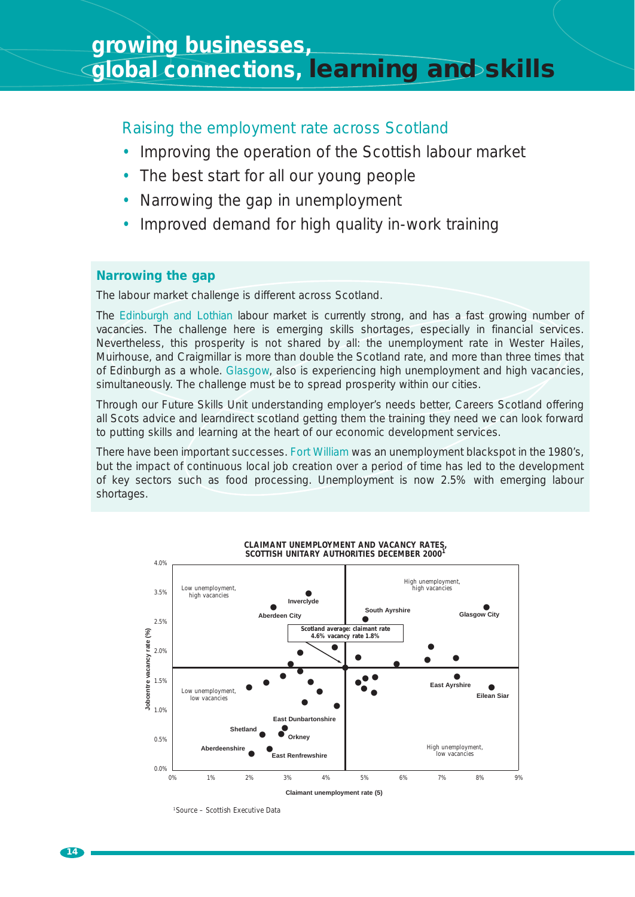# growing businesses, global connections, learning and skills

## Raising the employment rate across Scotland

- Improving the operation of the Scottish labour market
- The best start for all our young people
- Narrowing the gap in unemployment
- Improved demand for high quality in-work training

### Narrowing the gap

The labour market challenge is different across Scotland.

The Edinburgh and Lothian labour market is currently strong, and has a fast growing number of vacancies. The challenge here is emerging skills shortages, especially in financial services. Nevertheless, this prosperity is not shared by all: the unemployment rate in Wester Hailes, Muirhouse, and Craigmillar is more than double the Scotland rate, and more than three times that of Edinburgh as a whole. Glasgow, also is experiencing high unemployment and high vacancies, simultaneously. The challenge must be to spread prosperity within our cities.

Through our Future Skills Unit understanding employer's needs better, Careers Scotland offering all Scots advice and learndirect scotland getting them the training they need we can look forward to putting skills and learning at the heart of our economic development services.

There have been important successes. Fort William was an unemployment blackspot in the 1980's, but the impact of continuous local job creation over a period of time has led to the development of key sectors such as food processing. Unemployment is now 2.5% with emerging labour shortages.

**CLAIMANT UNEMPLOYMENT AND VACANCY RATES, SCOTTISH UNITARY AUTHORITIES DECEMBER 2000[1]**

Chart: scatter plot of Jobcentre vacancy rate (%) (y-axis, 0.0%–4.0%) against Claimant unemployment rate (5) (x-axis, 0%–9%). Quadrants: Low unemployment, high vacancies; High unemployment, high vacancies; Low unemployment, low vacancies; High unemployment, low vacancies. Scotland average: claimant rate 4.6% vacancy rate 1.8%. Labelled points: Inverclyde, Aberdeen City, South Ayrshire, Glasgow City, East Ayrshire, Eilean Siar, East Dunbartonshire, Shetland, Orkney, Aberdeenshire, East Renfrewshire.

[1]Source – Scottish Executive Data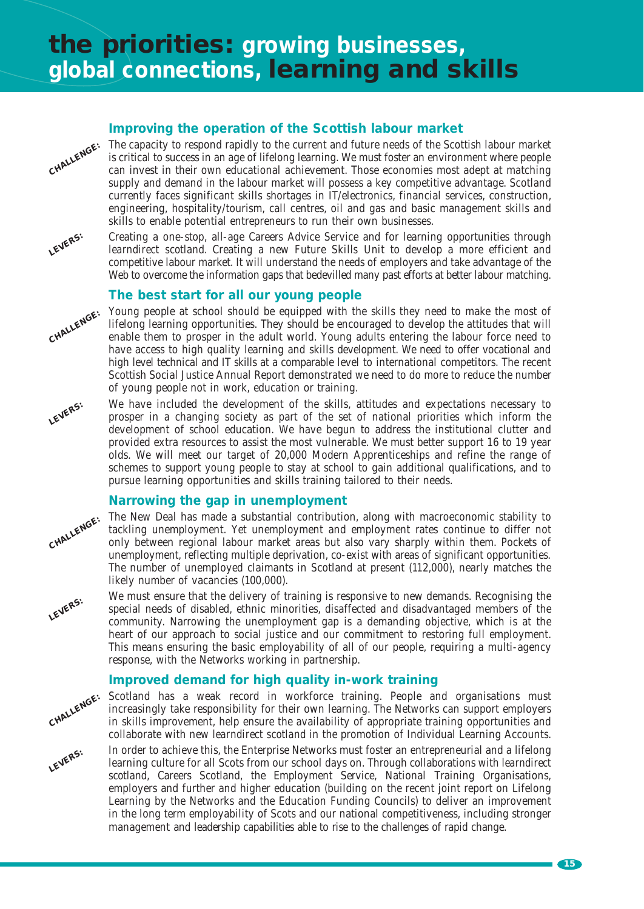# the priorities: growing businesses, global connections, learning and skills

## Improving the operation of the Scottish labour market

**CHALLENGE:** The capacity to respond rapidly to the current and future needs of the Scottish labour market is critical to success in an age of lifelong learning. We must foster an environment where people can invest in their own educational achievement. Those economies most adept at matching supply and demand in the labour market will possess a key competitive advantage. Scotland currently faces significant skills shortages in IT/electronics, financial services, construction, engineering, hospitality/tourism, call centres, oil and gas and basic management skills and skills to enable potential entrepreneurs to run their own businesses.

**LEVERS:** Creating a one-stop, all-age Careers Advice Service and for learning opportunities through learndirect scotland. Creating a new Future Skills Unit to develop a more efficient and competitive labour market. It will understand the needs of employers and take advantage of the Web to overcome the information gaps that bedevilled many past efforts at better labour matching.

## The best start for all our young people

**CHALLENGE:** Young people at school should be equipped with the skills they need to make the most of lifelong learning opportunities. They should be encouraged to develop the attitudes that will enable them to prosper in the adult world. Young adults entering the labour force need to have access to high quality learning and skills development. We need to offer vocational and high level technical and IT skills at a comparable level to international competitors. The recent Scottish Social Justice Annual Report demonstrated we need to do more to reduce the number of young people not in work, education or training.

**LEVERS:** We have included the development of the skills, attitudes and expectations necessary to prosper in a changing society as part of the set of national priorities which inform the development of school education. We have begun to address the institutional clutter and provided extra resources to assist the most vulnerable. We must better support 16 to 19 year olds. We will meet our target of 20,000 Modern Apprenticeships and refine the range of schemes to support young people to stay at school to gain additional qualifications, and to pursue learning opportunities and skills training tailored to their needs.

## Narrowing the gap in unemployment

**CHALLENGE:** The New Deal has made a substantial contribution, along with macroeconomic stability to tackling unemployment. Yet unemployment and employment rates continue to differ not only between regional labour market areas but also vary sharply within them. Pockets of unemployment, reflecting multiple deprivation, co-exist with areas of significant opportunities. The number of unemployed claimants in Scotland at present (112,000), nearly matches the likely number of vacancies (100,000).

**LEVERS:** We must ensure that the delivery of training is responsive to new demands. Recognising the special needs of disabled, ethnic minorities, disaffected and disadvantaged members of the community. Narrowing the unemployment gap is a demanding objective, which is at the heart of our approach to social justice and our commitment to restoring full employment. This means ensuring the basic employability of all of our people, requiring a multi-agency response, with the Networks working in partnership.

## Improved demand for high quality in-work training

**CHALLENGE:** Scotland has a weak record in workforce training. People and organisations must increasingly take responsibility for their own learning. The Networks can support employers in skills improvement, help ensure the availability of appropriate training opportunities and collaborate with new *learndirect scotland* in the promotion of Individual Learning Accounts.

**LEVERS:** In order to achieve this, the Enterprise Networks must foster an entrepreneurial and a lifelong learning culture for all Scots from our school days on. Through collaborations with learndirect scotland, Careers Scotland, the Employment Service, National Training Organisations, employers and further and higher education (building on the recent joint report on Lifelong Learning by the Networks and the Education Funding Councils) to deliver an improvement in the long term employability of Scots and our national competitiveness, including stronger management and leadership capabilities able to rise to the challenges of rapid change.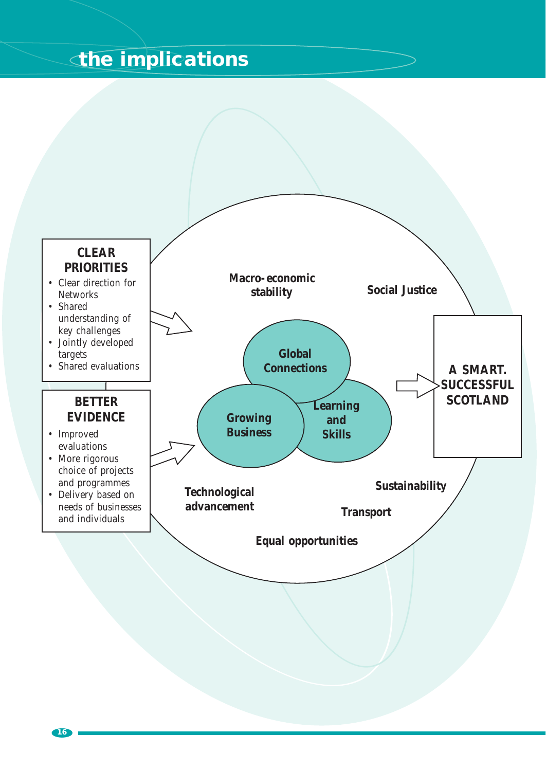# the implications

**CLEAR PRIORITIES**

- Clear direction for Networks
- Shared understanding of key challenges
- Jointly developed targets
- Shared evaluations

**BETTER EVIDENCE**

- Improved evaluations
- More rigorous choice of projects and programmes
- Delivery based on needs of businesses and individuals

**Macro-economic stability**

**Social Justice**

**Global Connections**

**Growing Business**

**Learning and Skills**

**Technological advancement**

**Sustainability**

**Transport**

**Equal opportunities**

**A SMART, SUCCESSFUL SCOTLAND**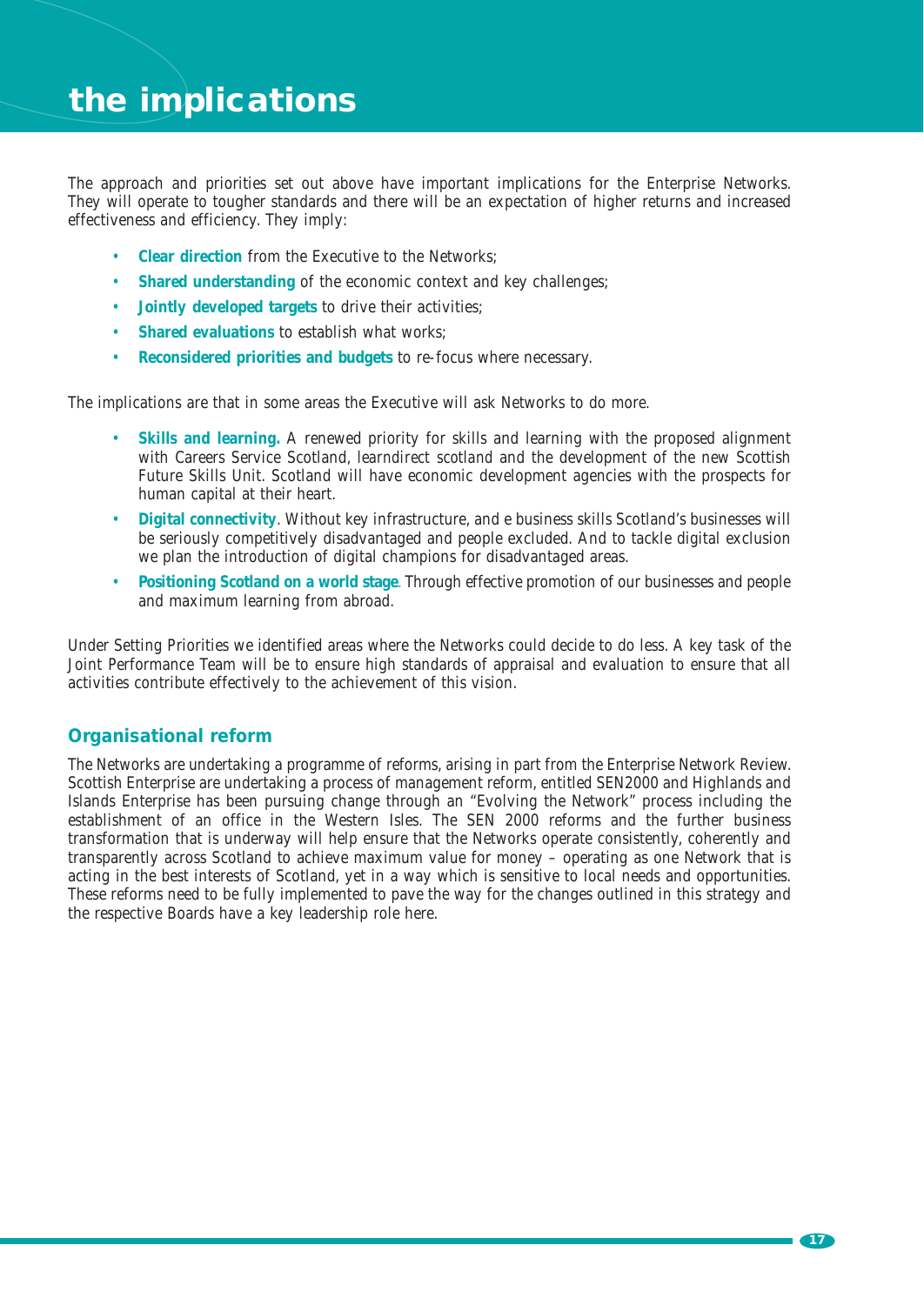# the implications

The approach and priorities set out above have important implications for the Enterprise Networks. They will operate to tougher standards and there will be an expectation of higher returns and increased effectiveness and efficiency. They imply:

- **Clear direction** from the Executive to the Networks;
- **Shared understanding** of the economic context and key challenges;
- **Jointly developed targets** to drive their activities;
- **Shared evaluations** to establish what works;
- **Reconsidered priorities and budgets** to re-focus where necessary.

The implications are that in some areas the Executive will ask Networks to do more.

- **Skills and learning.** A renewed priority for skills and learning with the proposed alignment with Careers Service Scotland, learndirect scotland and the development of the new Scottish Future Skills Unit. Scotland will have economic development agencies with the prospects for human capital at their heart.
- **Digital connectivity**. Without key infrastructure, and e business skills Scotland's businesses will be seriously competitively disadvantaged and people excluded. And to tackle digital exclusion we plan the introduction of digital champions for disadvantaged areas.
- **Positioning Scotland on a world stage**. Through effective promotion of our businesses and people and maximum learning from abroad.

Under Setting Priorities we identified areas where the Networks could decide to do less. A key task of the Joint Performance Team will be to ensure high standards of appraisal and evaluation to ensure that all activities contribute effectively to the achievement of this vision.

## Organisational reform

The Networks are undertaking a programme of reforms, arising in part from the Enterprise Network Review. Scottish Enterprise are undertaking a process of management reform, entitled SEN2000 and Highlands and Islands Enterprise has been pursuing change through an "Evolving the Network" process including the establishment of an office in the Western Isles. The SEN 2000 reforms and the further business transformation that is underway will help ensure that the Networks operate consistently, coherently and transparently across Scotland to achieve maximum value for money – operating as one Network that is acting in the best interests of Scotland, yet in a way which is sensitive to local needs and opportunities. These reforms need to be fully implemented to pave the way for the changes outlined in this strategy and the respective Boards have a key leadership role here.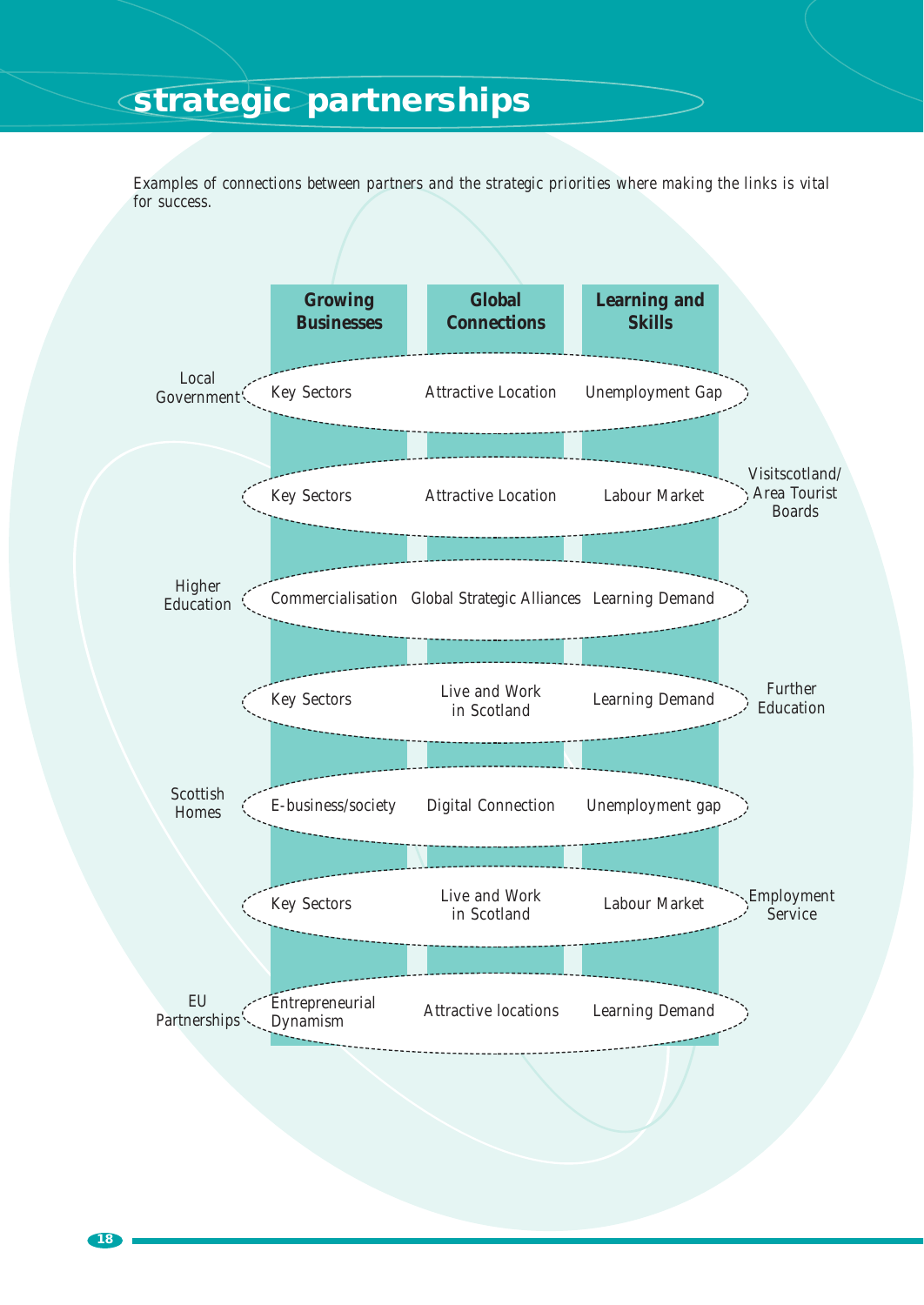# strategic partnerships

*Examples of connections between partners and the strategic priorities where making the links is vital for success.*

| Partner | Growing Businesses | Global Connections | Learning and Skills |
|---|---|---|---|
| Local Government | Key Sectors | Attractive Location | Unemployment Gap |
| Visitscotland/ Area Tourist Boards | Key Sectors | Attractive Location | Labour Market |
| Higher Education | Commercialisation | Global Strategic Alliances | Learning Demand |
| Further Education | Key Sectors | Live and Work in Scotland | Learning Demand |
| Scottish Homes | E-business/society | Digital Connection | Unemployment gap |
| Employment Service | Key Sectors | Live and Work in Scotland | Labour Market |
| EU Partnerships | Entrepreneurial Dynamism | Attractive locations | Learning Demand |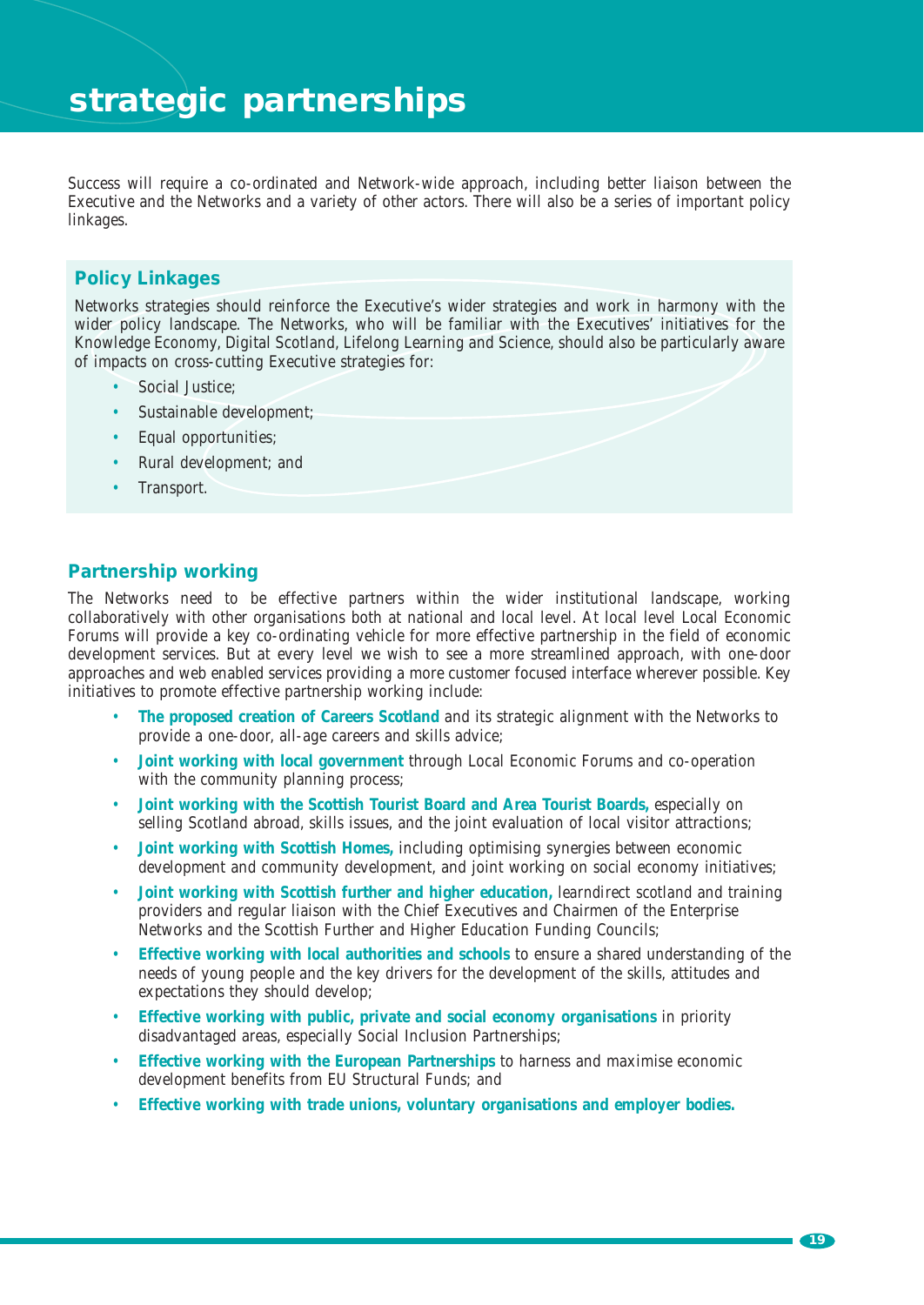# strategic partnerships

Success will require a co-ordinated and Network-wide approach, including better liaison between the Executive and the Networks and a variety of other actors. There will also be a series of important policy linkages.

## Policy Linkages

Networks strategies should reinforce the Executive's wider strategies and work in harmony with the wider policy landscape. The Networks, who will be familiar with the Executives' initiatives for the Knowledge Economy, Digital Scotland, Lifelong Learning and Science, should also be particularly aware of impacts on cross-cutting Executive strategies for:

- Social Justice;
- Sustainable development;
- Equal opportunities;
- Rural development; and
- Transport.

## Partnership working

The Networks need to be effective partners within the wider institutional landscape, working collaboratively with other organisations both at national and local level. At local level Local Economic Forums will provide a key co-ordinating vehicle for more effective partnership in the field of economic development services. But at every level we wish to see a more streamlined approach, with one-door approaches and web enabled services providing a more customer focused interface wherever possible. Key initiatives to promote effective partnership working include:

- **The proposed creation of Careers Scotland** and its strategic alignment with the Networks to provide a one-door, all-age careers and skills advice;
- **Joint working with local government** through Local Economic Forums and co-operation with the community planning process;
- **Joint working with the Scottish Tourist Board and Area Tourist Boards,** especially on selling Scotland abroad, skills issues, and the joint evaluation of local visitor attractions;
- **Joint working with Scottish Homes,** including optimising synergies between economic development and community development, and joint working on social economy initiatives;
- **Joint working with Scottish further and higher education,** learndirect scotland and training providers and regular liaison with the Chief Executives and Chairmen of the Enterprise Networks and the Scottish Further and Higher Education Funding Councils;
- **Effective working with local authorities and schools** to ensure a shared understanding of the needs of young people and the key drivers for the development of the skills, attitudes and expectations they should develop;
- **Effective working with public, private and social economy organisations** in priority disadvantaged areas, especially Social Inclusion Partnerships;
- **Effective working with the European Partnerships** to harness and maximise economic development benefits from EU Structural Funds; and
- **Effective working with trade unions, voluntary organisations and employer bodies.**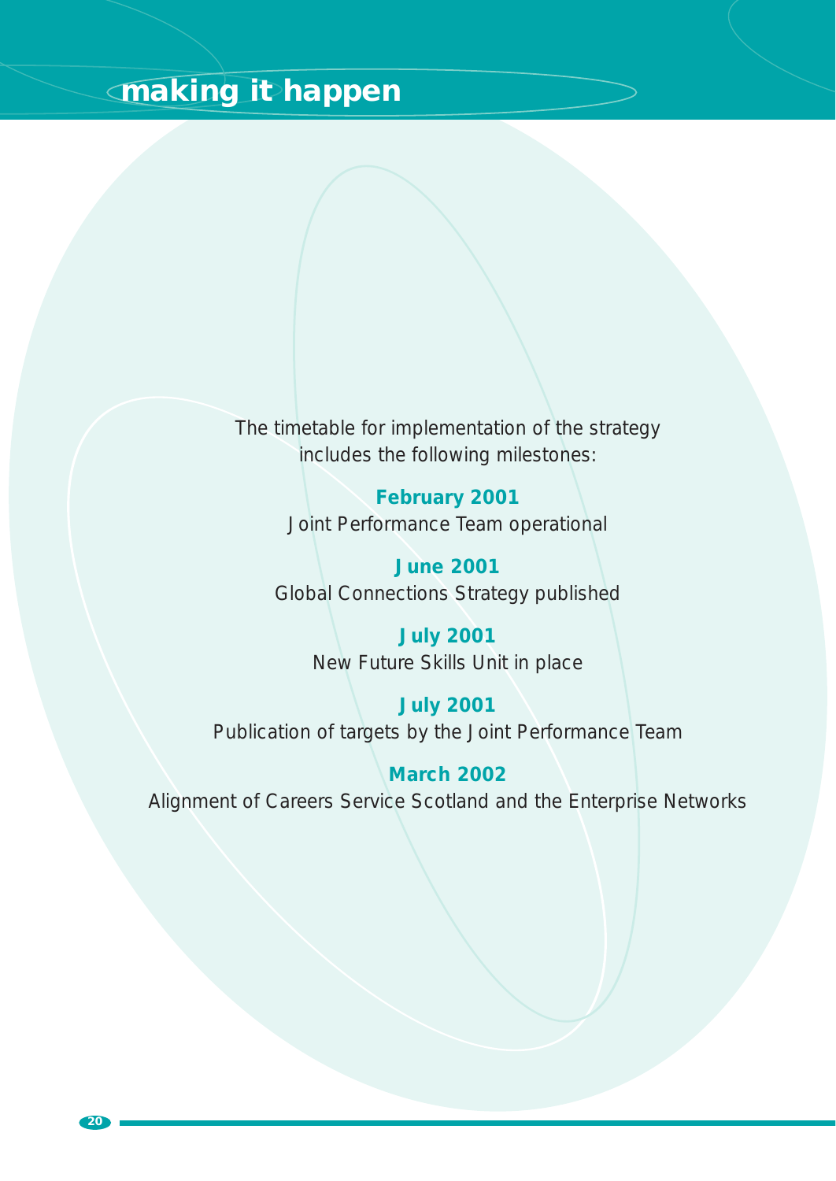# making it happen

The timetable for implementation of the strategy includes the following milestones:

**February 2001**
Joint Performance Team operational

**June 2001**
Global Connections Strategy published

**July 2001**
New Future Skills Unit in place

**July 2001**
Publication of targets by the Joint Performance Team

**March 2002**
Alignment of Careers Service Scotland and the Enterprise Networks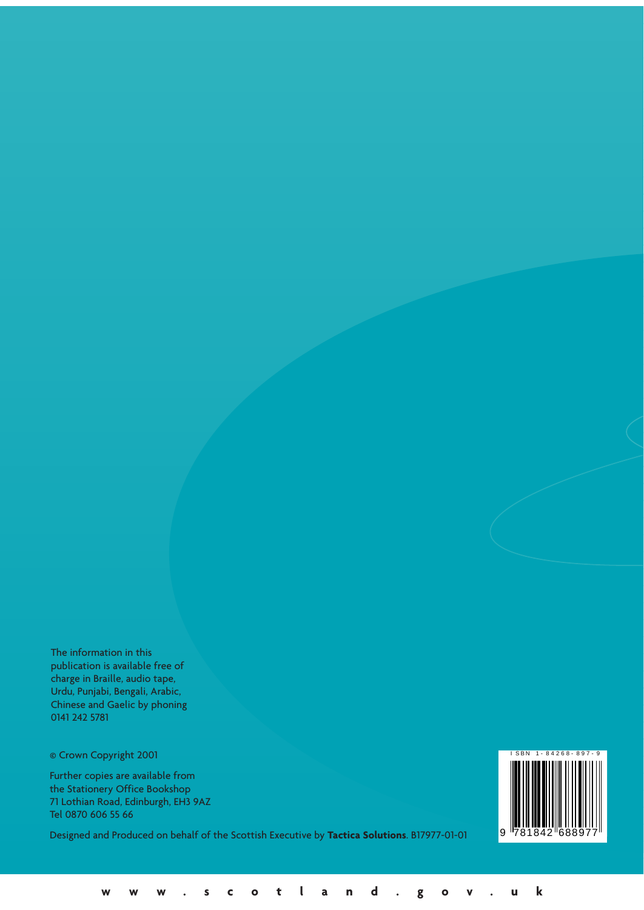The information in this publication is available free of charge in Braille, audio tape, Urdu, Punjabi, Bengali, Arabic, Chinese and Gaelic by phoning 0141 242 5781

© Crown Copyright 2001

Further copies are available from
the Stationery Office Bookshop
71 Lothian Road, Edinburgh, EH3 9AZ
Tel 0870 606 55 66

Designed and Produced on behalf of the Scottish Executive by **Tactica Solutions**. B17977-01-01

ISBN 1-84268-897-9

9 781842 688977

www.scotland.gov.uk